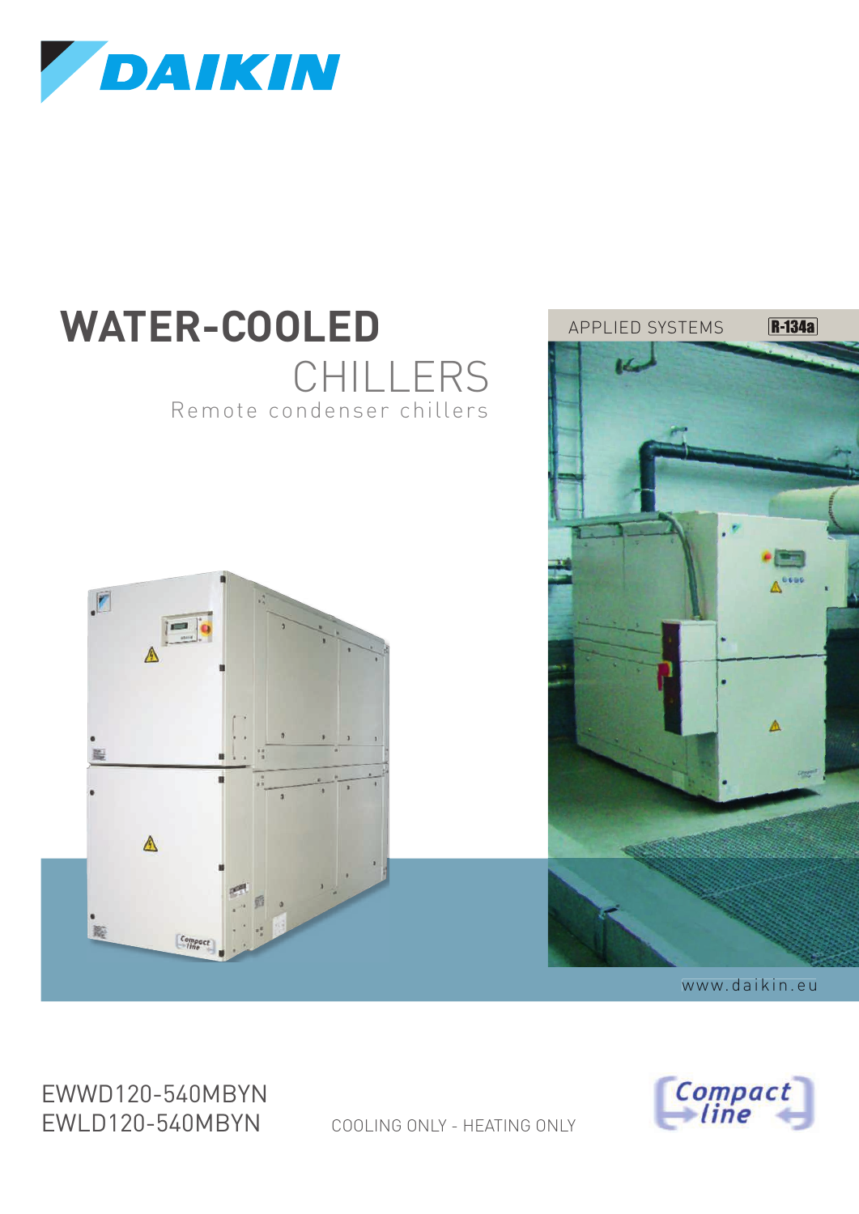# WATER-COOLED

## CHILLERS

Remote condenser chillers

APPLIED SYSTEMS R-134a

www.daikin.eu

EWWD120-540MBYN
EWLD120-540MBYN

COOLING ONLY - HEATING ONLY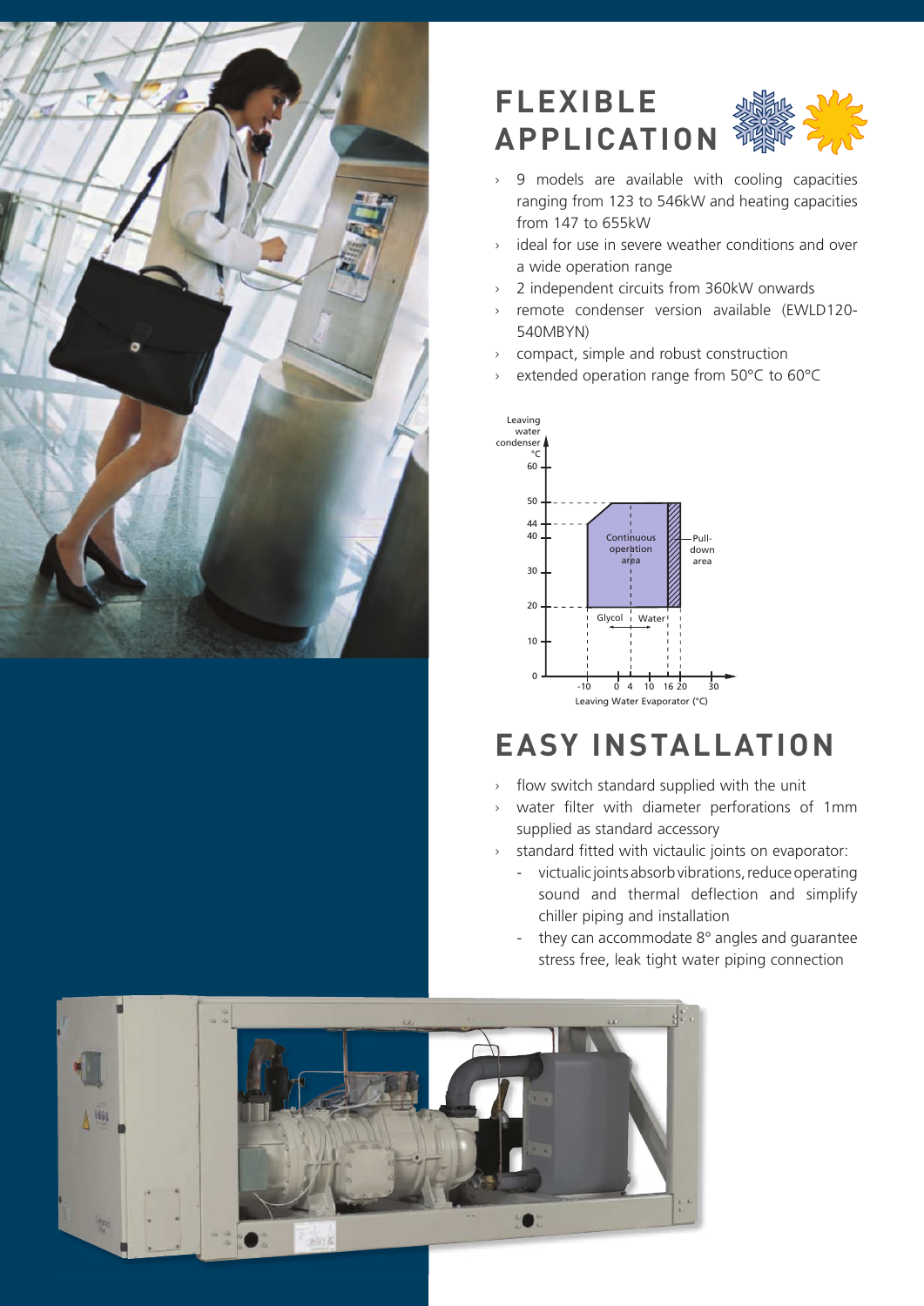# FLEXIBLE APPLICATION

- 9 models are available with cooling capacities ranging from 123 to 546kW and heating capacities from 147 to 655kW
- ideal for use in severe weather conditions and over a wide operation range
- 2 independent circuits from 360kW onwards
- remote condenser version available (EWLD120-540MBYN)
- compact, simple and robust construction
- extended operation range from 50°C to 60°C

Leaving water condenser °C

60, 50, 44, 40, 30, 20, 10, 0

Continuous operation area

Pull-down area

Glycol | Water

-10, 0, 4, 10, 16, 20, 30

Leaving Water Evaporator (°C)

# EASY INSTALLATION

- flow switch standard supplied with the unit
- water filter with diameter perforations of 1mm supplied as standard accessory
- standard fitted with victaulic joints on evaporator:
  - victualic joints absorb vibrations, reduce operating sound and thermal deflection and simplify chiller piping and installation
  - they can accommodate 8° angles and guarantee stress free, leak tight water piping connection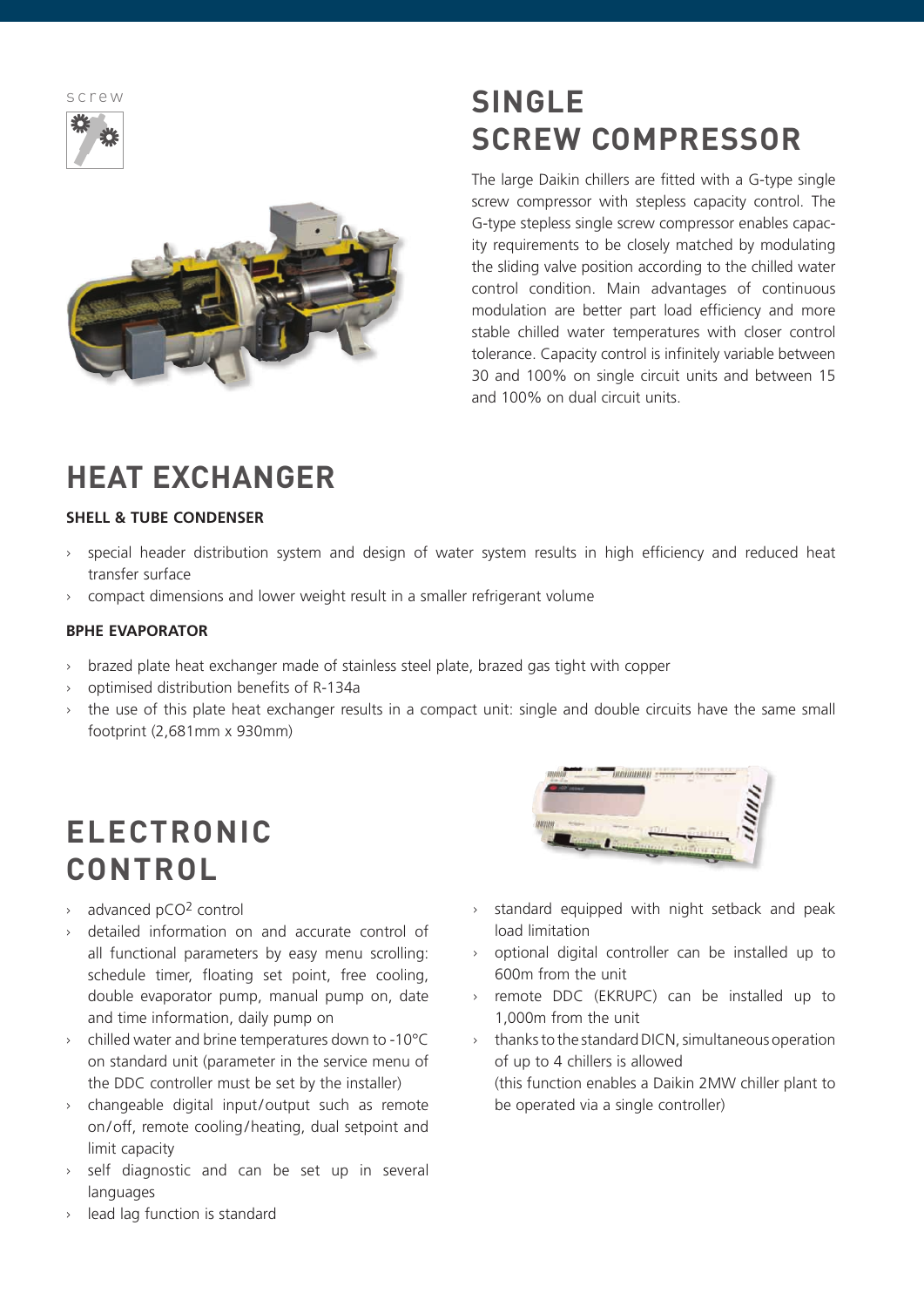screw

# SINGLE SCREW COMPRESSOR

The large Daikin chillers are fitted with a G-type single screw compressor with stepless capacity control. The G-type stepless single screw compressor enables capacity requirements to be closely matched by modulating the sliding valve position according to the chilled water control condition. Main advantages of continuous modulation are better part load efficiency and more stable chilled water temperatures with closer control tolerance. Capacity control is infinitely variable between 30 and 100% on single circuit units and between 15 and 100% on dual circuit units.

# HEAT EXCHANGER

**SHELL & TUBE CONDENSER**

- special header distribution system and design of water system results in high efficiency and reduced heat transfer surface
- compact dimensions and lower weight result in a smaller refrigerant volume

**BPHE EVAPORATOR**

- brazed plate heat exchanger made of stainless steel plate, brazed gas tight with copper
- optimised distribution benefits of R-134a
- the use of this plate heat exchanger results in a compact unit: single and double circuits have the same small footprint (2,681mm x 930mm)

# ELECTRONIC CONTROL

- advanced $pCO^2$ control
- detailed information on and accurate control of all functional parameters by easy menu scrolling: schedule timer, floating set point, free cooling, double evaporator pump, manual pump on, date and time information, daily pump on
- chilled water and brine temperatures down to -10°C on standard unit (parameter in the service menu of the DDC controller must be set by the installer)
- changeable digital input/output such as remote on/off, remote cooling/heating, dual setpoint and limit capacity
- self diagnostic and can be set up in several languages
- lead lag function is standard
- standard equipped with night setback and peak load limitation
- optional digital controller can be installed up to 600m from the unit
- remote DDC (EKRUPC) can be installed up to 1,000m from the unit
- thanks to the standard DICN, simultaneous operation of up to 4 chillers is allowed
  (this function enables a Daikin 2MW chiller plant to be operated via a single controller)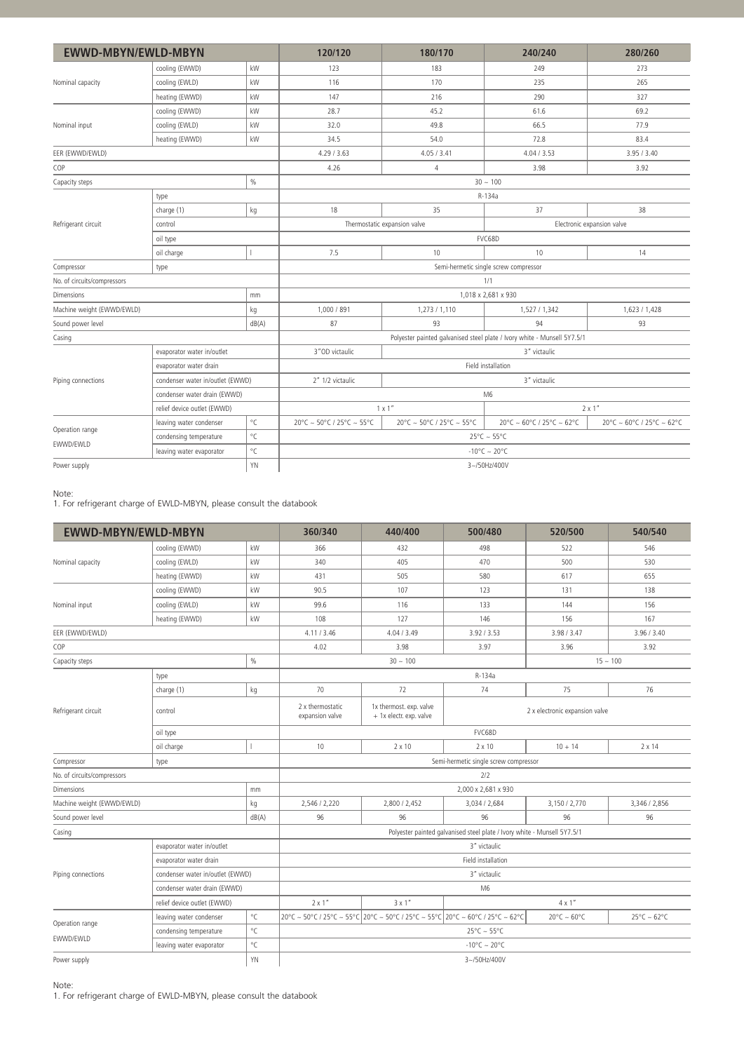| EWWD-MBYN/EWLD-MBYN | | | 120/120 | 180/170 | 240/240 | 280/260 |
|---|---|---|---|---|---|---|
| Nominal capacity | cooling (EWWD) | kW | 123 | 183 | 249 | 273 |
| | cooling (EWLD) | kW | 116 | 170 | 235 | 265 |
| | heating (EWWD) | kW | 147 | 216 | 290 | 327 |
| Nominal input | cooling (EWWD) | kW | 28.7 | 45.2 | 61.6 | 69.2 |
| | cooling (EWLD) | kW | 32.0 | 49.8 | 66.5 | 77.9 |
| | heating (EWWD) | kW | 34.5 | 54.0 | 72.8 | 83.4 |
| EER (EWWD/EWLD) | | | 4.29 / 3.63 | 4.05 / 3.41 | 4.04 / 3.53 | 3.95 / 3.40 |
| COP | | | 4.26 | 4 | 3.98 | 3.92 |
| Capacity steps | | % | 30 ~ 100 | | | |
| Refrigerant circuit | type | | R-134a | | | |
| | charge (1) | kg | 18 | 35 | 37 | 38 |
| | control | | Thermostatic expansion valve | | Electronic expansion valve | |
| | oil type | | FVC68D | | | |
| | oil charge | l | 7.5 | 10 | 10 | 14 |
| Compressor | type | | Semi-hermetic single screw compressor | | | |
| No. of circuits/compressors | | | 1/1 | | | |
| Dimensions | | mm | 1,018 x 2,681 x 930 | | | |
| Machine weight (EWWD/EWLD) | | kg | 1,000 / 891 | 1,273 / 1,110 | 1,527 / 1,342 | 1,623 / 1,428 |
| Sound power level | | dB(A) | 87 | 93 | 94 | 93 |
| Casing | | | Polyester painted galvanised steel plate / Ivory white - Munsell 5Y7.5/1 | | | |
| Piping connections | evaporator water in/outlet | | 3"OD victaulic | 3" victaulic | | |
| | evaporator water drain | | Field installation | | | |
| | condenser water in/outlet (EWWD) | | 2" 1/2 victaulic | 3" victaulic | | |
| | condenser water drain (EWWD) | | M6 | | | |
| | relief device outlet (EWWD) | | 1 x 1" | | 2 x 1" | |
| Operation range EWWD/EWLD | leaving water condenser | °C | 20°C ~ 50°C / 25°C ~ 55°C | 20°C ~ 50°C / 25°C ~ 55°C | 20°C ~ 60°C / 25°C ~ 62°C | 20°C ~ 60°C / 25°C ~ 62°C |
| | condensing temperature | °C | 25°C ~ 55°C | | | |
| | leaving water evaporator | °C | -10°C ~ 20°C | | | |
| Power supply | | YN | 3~/50Hz/400V | | | |

Note:
1. For refrigerant charge of EWLD-MBYN, please consult the databook

| EWWD-MBYN/EWLD-MBYN | | | 360/340 | 440/400 | 500/480 | 520/500 | 540/540 |
|---|---|---|---|---|---|---|---|
| Nominal capacity | cooling (EWWD) | kW | 366 | 432 | 498 | 522 | 546 |
| | cooling (EWLD) | kW | 340 | 405 | 470 | 500 | 530 |
| | heating (EWWD) | kW | 431 | 505 | 580 | 617 | 655 |
| Nominal input | cooling (EWWD) | kW | 90.5 | 107 | 123 | 131 | 138 |
| | cooling (EWLD) | kW | 99.6 | 116 | 133 | 144 | 156 |
| | heating (EWWD) | kW | 108 | 127 | 146 | 156 | 167 |
| EER (EWWD/EWLD) | | | 4.11 / 3.46 | 4.04 / 3.49 | 3.92 / 3.53 | 3.98 / 3.47 | 3.96 / 3.40 |
| COP | | | 4.02 | 3.98 | 3.97 | 3.96 | 3.92 |
| Capacity steps | | % | 30 ~ 100 | | | 15 ~ 100 | |
| Refrigerant circuit | type | | R-134a | | | | |
| | charge (1) | kg | 70 | 72 | 74 | 75 | 76 |
| | control | | 2 x thermostatic expansion valve | 1x thermost. exp. valve + 1x electr. exp. valve | 2 x electronic expansion valve | | |
| | oil type | | FVC68D | | | | |
| | oil charge | l | 10 | 2 x 10 | 2 x 10 | 10 + 14 | 2 x 14 |
| Compressor | type | | Semi-hermetic single screw compressor | | | | |
| No. of circuits/compressors | | | 2/2 | | | | |
| Dimensions | | mm | 2,000 x 2,681 x 930 | | | | |
| Machine weight (EWWD/EWLD) | | kg | 2,546 / 2,220 | 2,800 / 2,452 | 3,034 / 2,684 | 3,150 / 2,770 | 3,346 / 2,856 |
| Sound power level | | dB(A) | 96 | 96 | 96 | 96 | 96 |
| Casing | | | Polyester painted galvanised steel plate / Ivory white - Munsell 5Y7.5/1 | | | | |
| Piping connections | evaporator water in/outlet | | 3" victaulic | | | | |
| | evaporator water drain | | Field installation | | | | |
| | condenser water in/outlet (EWWD) | | 3" victaulic | | | | |
| | condenser water drain (EWWD) | | M6 | | | | |
| | relief device outlet (EWWD) | | 2 x 1" | 3 x 1" | 4 x 1" | | |
| Operation range EWWD/EWLD | leaving water condenser | °C | 20°C ~ 50°C / 25°C ~ 55°C | 20°C ~ 50°C / 25°C ~ 55°C | 20°C ~ 60°C / 25°C ~ 62°C | 20°C ~ 60°C | 25°C ~ 62°C |
| | condensing temperature | °C | 25°C ~ 55°C | | | | |
| | leaving water evaporator | °C | -10°C ~ 20°C | | | | |
| Power supply | | YN | 3~/50Hz/400V | | | | |

Note:
1. For refrigerant charge of EWLD-MBYN, please consult the databook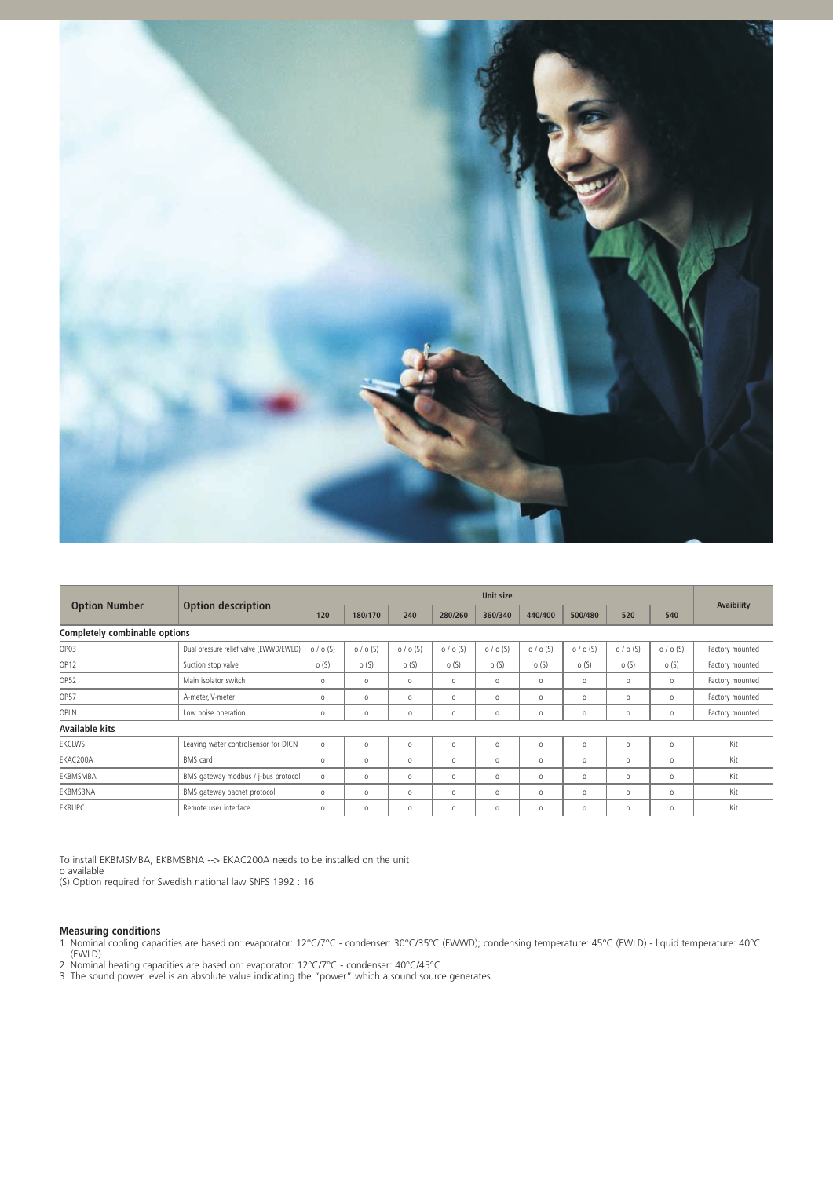| Option Number | Option description | Unit size | | | | | | | | | Avaibility |
|---|---|---|---|---|---|---|---|---|---|---|---|
| | | 120 | 180/170 | 240 | 280/260 | 360/340 | 440/400 | 500/480 | 520 | 540 | |
| **Completely combinable options** | | | | | | | | | | | |
| OP03 | Dual pressure relief valve (EWWD/EWLD) | o / o (S) | o / o (S) | o / o (S) | o / o (S) | o / o (S) | o / o (S) | o / o (S) | o / o (S) | o / o (S) | Factory mounted |
| OP12 | Suction stop valve | o (S) | o (S) | o (S) | o (S) | o (S) | o (S) | o (S) | o (S) | o (S) | Factory mounted |
| OP52 | Main isolator switch | o | o | o | o | o | o | o | o | o | Factory mounted |
| OP57 | A-meter, V-meter | o | o | o | o | o | o | o | o | o | Factory mounted |
| OPLN | Low noise operation | o | o | o | o | o | o | o | o | o | Factory mounted |
| **Available kits** | | | | | | | | | | | |
| EKCLWS | Leaving water controlsensor for DICN | o | o | o | o | o | o | o | o | o | Kit |
| EKAC200A | BMS card | o | o | o | o | o | o | o | o | o | Kit |
| EKBMSMBA | BMS gateway modbus / j-bus protocol | o | o | o | o | o | o | o | o | o | Kit |
| EKBMSBNA | BMS gateway bacnet protocol | o | o | o | o | o | o | o | o | o | Kit |
| EKRUPC | Remote user interface | o | o | o | o | o | o | o | o | o | Kit |

To install EKBMSMBA, EKBMSBNA --> EKAC200A needs to be installed on the unit
o available
(S) Option required for Swedish national law SNFS 1992 : 16

**Measuring conditions**

1. Nominal cooling capacities are based on: evaporator: 12°C/7°C - condenser: 30°C/35°C (EWWD); condensing temperature: 45°C (EWLD) - liquid temperature: 40°C (EWLD).
2. Nominal heating capacities are based on: evaporator: 12°C/7°C - condenser: 40°C/45°C.
3. The sound power level is an absolute value indicating the "power" which a sound source generates.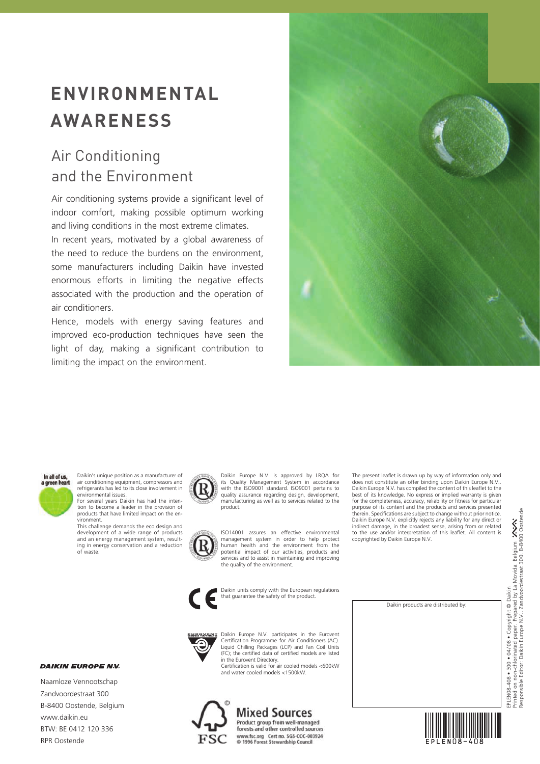# ENVIRONMENTAL AWARENESS

## Air Conditioning and the Environment

Air conditioning systems provide a significant level of indoor comfort, making possible optimum working and living conditions in the most extreme climates.

In recent years, motivated by a global awareness of the need to reduce the burdens on the environment, some manufacturers including Daikin have invested enormous efforts in limiting the negative effects associated with the production and the operation of air conditioners.

Hence, models with energy saving features and improved eco-production techniques have seen the light of day, making a significant contribution to limiting the impact on the environment.

In all of us, a green heart

Daikin's unique position as a manufacturer of air conditioning equipment, compressors and refrigerants has led to its close involvement in environmental issues.

For several years Daikin has had the intention to become a leader in the provision of products that have limited impact on the environment.

This challenge demands the eco design and development of a wide range of products and an energy management system, resulting in energy conservation and a reduction of waste.

**DAIKIN EUROPE N.V.**

Naamloze Vennootschap
Zandvoordestraat 300
B-8400 Oostende, Belgium
www.daikin.eu
BTW: BE 0412 120 336
RPR Oostende

Daikin Europe N.V. is approved by LRQA for its Quality Management System in accordance with the ISO9001 standard. ISO9001 pertains to quality assurance regarding design, development, manufacturing as well as to services related to the product.

ISO14001 assures an effective environmental management system in order to help protect human health and the environment from the potential impact of our activities, products and services and to assist in maintaining and improving the quality of the environment.

Daikin units comply with the European regulations that guarantee the safety of the product.

Daikin Europe N.V. participates in the Eurovent Certification Programme for Air Conditioners (AC), Liquid Chilling Packages (LCP) and Fan Coil Units (FC); the certified data of certified models are listed in the Eurovent Directory.
Certification is valid for air cooled models <600kW and water cooled models <1500kW.

Mixed Sources
Product group from well-managed forests and other controlled sources
www.fsc.org Cert no. SGS-COC-003924
© 1996 Forest Stewardship Council

The present leaflet is drawn up by way of information only and does not constitute an offer binding upon Daikin Europe N.V.. Daikin Europe N.V. has compiled the content of this leaflet to the best of its knowledge. No express or implied warranty is given for the completeness, accuracy, reliability or fitness for particular purpose of its content and the products and services presented therein. Specifications are subject to change without prior notice. Daikin Europe N.V. explicitly rejects any liability for any direct or indirect damage, in the broadest sense, arising from or related to the use and/or interpretation of this leaflet. All content is copyrighted by Daikin Europe N.V.

Daikin products are distributed by:

EPLEN08-408 • 300 • 04/08 • Copyright © Daikin
Printed on non-chlorinated paper. Prepared by La Movida, Belgium
Responsible Editor: Daikin Europe N.V., Zandvoordestraat 300, B-8400 Oostende

EPLEN08-408